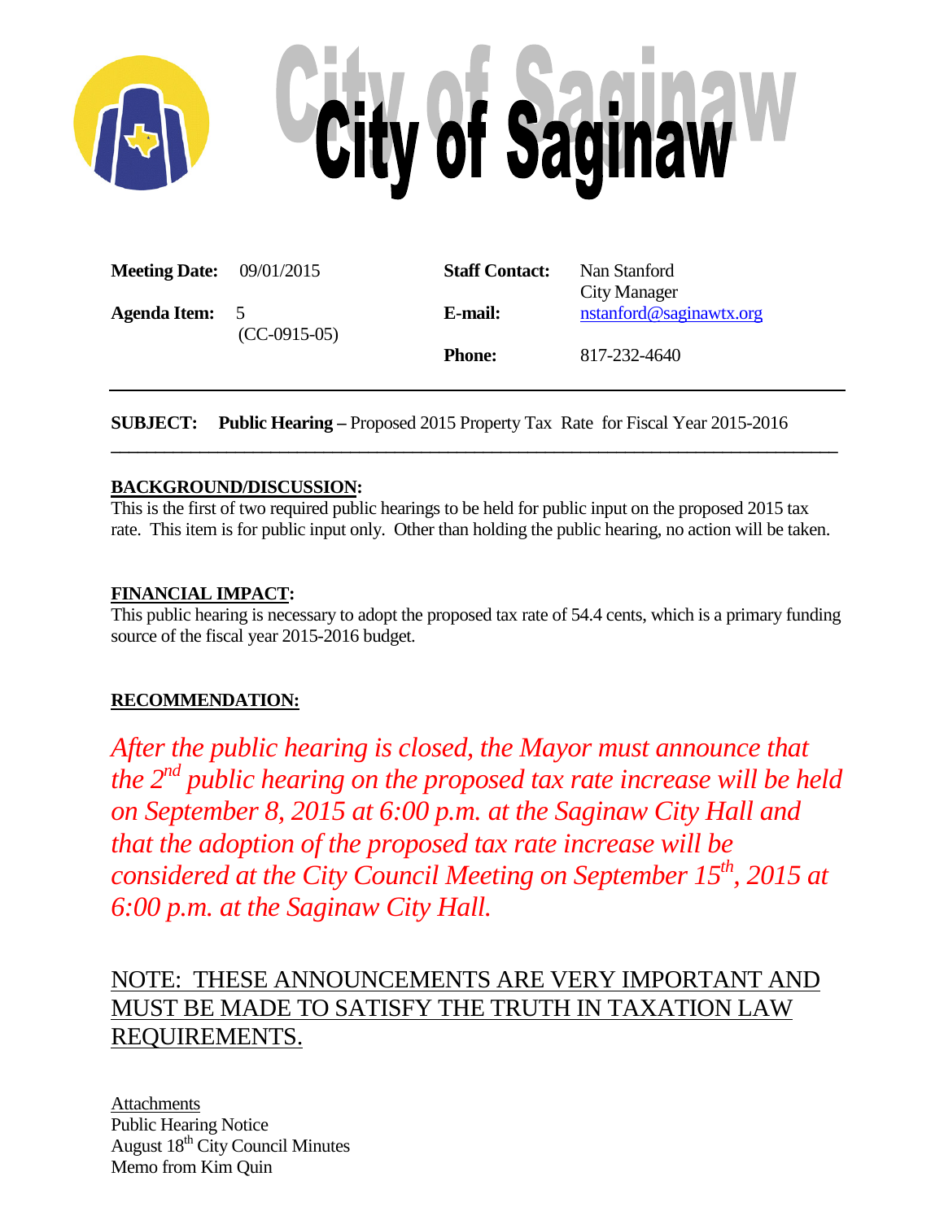# City of Saginaw

| | | | |
|---|---|---|---|
| **Meeting Date:** | 09/01/2015 | **Staff Contact:** | Nan Stanford<br>City Manager |
| **Agenda Item:** | 5<br>(CC-0915-05) | **E-mail:** | nstanford@saginawtx.org |
| | | **Phone:** | 817-232-4640 |

---

**SUBJECT:** **Public Hearing –** Proposed 2015 Property Tax Rate for Fiscal Year 2015-2016

---

**BACKGROUND/DISCUSSION:**

This is the first of two required public hearings to be held for public input on the proposed 2015 tax rate. This item is for public input only. Other than holding the public hearing, no action will be taken.

**FINANCIAL IMPACT:**

This public hearing is necessary to adopt the proposed tax rate of 54.4 cents, which is a primary funding source of the fiscal year 2015-2016 budget.

**RECOMMENDATION:**

*After the public hearing is closed, the Mayor must announce that the 2nd public hearing on the proposed tax rate increase will be held on September 8, 2015 at 6:00 p.m. at the Saginaw City Hall and that the adoption of the proposed tax rate increase will be considered at the City Council Meeting on September 15th, 2015 at 6:00 p.m. at the Saginaw City Hall.*

NOTE: THESE ANNOUNCEMENTS ARE VERY IMPORTANT AND MUST BE MADE TO SATISFY THE TRUTH IN TAXATION LAW REQUIREMENTS.

Attachments
Public Hearing Notice
August 18th City Council Minutes
Memo from Kim Quin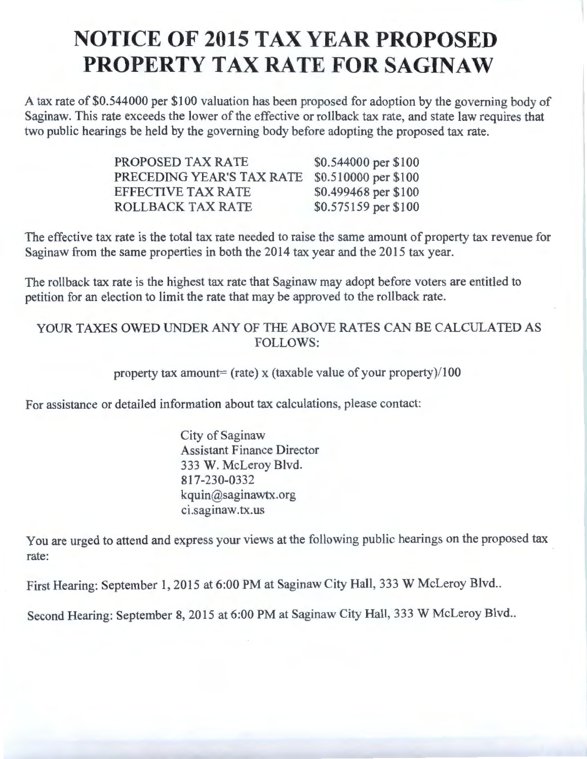# NOTICE OF 2015 TAX YEAR PROPOSED PROPERTY TAX RATE FOR SAGINAW

A tax rate of $0.544000 per $100 valuation has been proposed for adoption by the governing body of Saginaw. This rate exceeds the lower of the effective or rollback tax rate, and state law requires that two public hearings be held by the governing body before adopting the proposed tax rate.

| | |
|---|---|
| PROPOSED TAX RATE | $0.544000 per $100 |
| PRECEDING YEAR'S TAX RATE | $0.510000 per $100 |
| EFFECTIVE TAX RATE | $0.499468 per $100 |
| ROLLBACK TAX RATE | $0.575159 per $100 |

The effective tax rate is the total tax rate needed to raise the same amount of property tax revenue for Saginaw from the same properties in both the 2014 tax year and the 2015 tax year.

The rollback tax rate is the highest tax rate that Saginaw may adopt before voters are entitled to petition for an election to limit the rate that may be approved to the rollback rate.

YOUR TAXES OWED UNDER ANY OF THE ABOVE RATES CAN BE CALCULATED AS FOLLOWS:

property tax amount= (rate) x (taxable value of your property)/100

For assistance or detailed information about tax calculations, please contact:

City of Saginaw
Assistant Finance Director
333 W. McLeroy Blvd.
817-230-0332
kquin@saginawtx.org
ci.saginaw.tx.us

You are urged to attend and express your views at the following public hearings on the proposed tax rate:

First Hearing: September 1, 2015 at 6:00 PM at Saginaw City Hall, 333 W McLeroy Blvd..

Second Hearing: September 8, 2015 at 6:00 PM at Saginaw City Hall, 333 W McLeroy Blvd..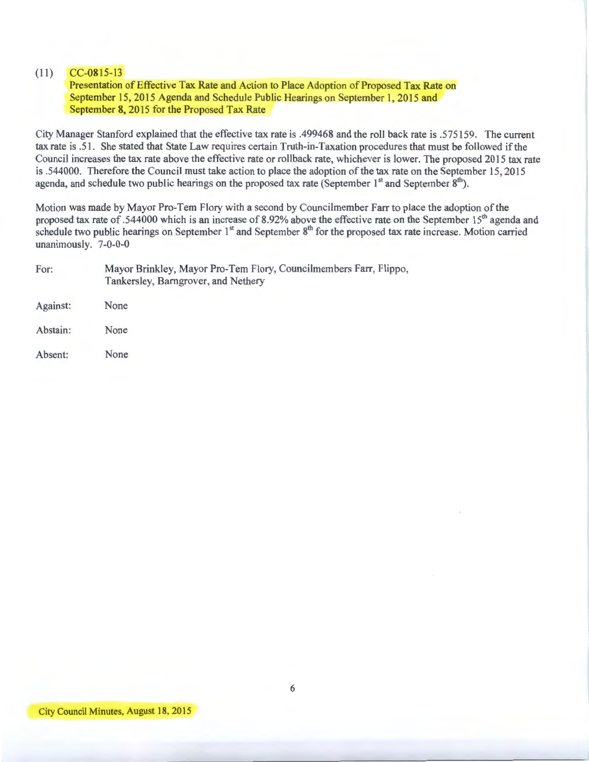(11) CC-0815-13

**Presentation of Effective Tax Rate and Action to Place Adoption of Proposed Tax Rate on September 15, 2015 Agenda and Schedule Public Hearings on September 1, 2015 and September 8, 2015 for the Proposed Tax Rate**

City Manager Stanford explained that the effective tax rate is .499468 and the roll back rate is .575159. The current tax rate is .51. She stated that State Law requires certain Truth-in-Taxation procedures that must be followed if the Council increases the tax rate above the effective rate or rollback rate, whichever is lower. The proposed 2015 tax rate is .544000. Therefore the Council must take action to place the adoption of the tax rate on the September 15, 2015 agenda, and schedule two public hearings on the proposed tax rate (September 1st and September 8th).

Motion was made by Mayor Pro-Tem Flory with a second by Councilmember Farr to place the adoption of the proposed tax rate of .544000 which is an increase of 8.92% above the effective rate on the September 15th agenda and schedule two public hearings on September 1st and September 8th for the proposed tax rate increase. Motion carried unanimously. 7-0-0-0

For: Mayor Brinkley, Mayor Pro-Tem Flory, Councilmembers Farr, Flippo, Tankersley, Barngrover, and Nethery

Against: None

Abstain: None

Absent: None

City Council Minutes, August 18, 2015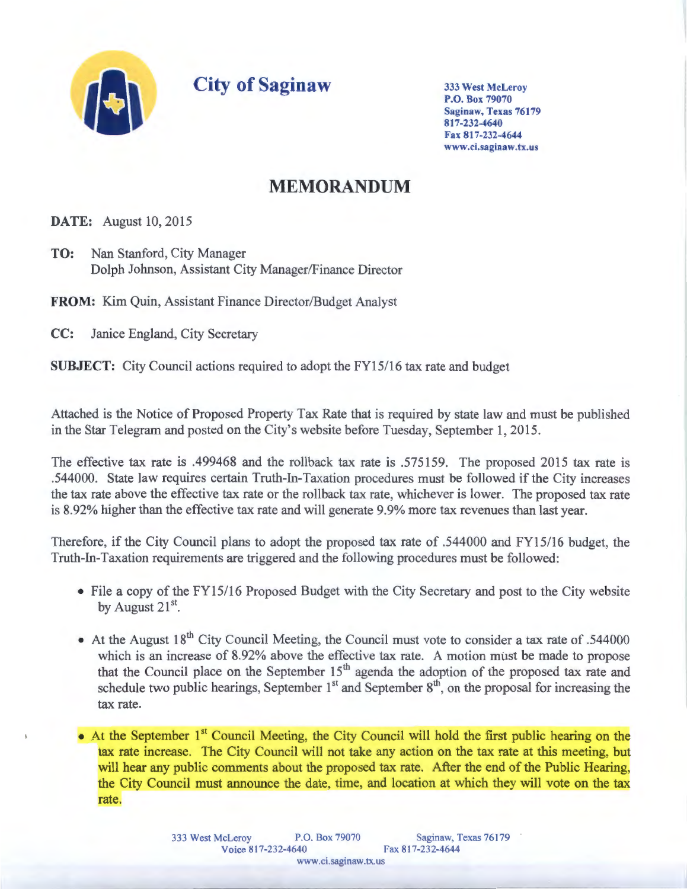# City of Saginaw

333 West McLeroy
P.O. Box 79070
Saginaw, Texas 76179
817-232-4640
Fax 817-232-4644
www.ci.saginaw.tx.us

## MEMORANDUM

**DATE:** August 10, 2015

**TO:** Nan Stanford, City Manager
Dolph Johnson, Assistant City Manager/Finance Director

**FROM:** Kim Quin, Assistant Finance Director/Budget Analyst

**CC:** Janice England, City Secretary

**SUBJECT:** City Council actions required to adopt the FY15/16 tax rate and budget

Attached is the Notice of Proposed Property Tax Rate that is required by state law and must be published in the Star Telegram and posted on the City's website before Tuesday, September 1, 2015.

The effective tax rate is .499468 and the rollback tax rate is .575159. The proposed 2015 tax rate is .544000. State law requires certain Truth-In-Taxation procedures must be followed if the City increases the tax rate above the effective tax rate or the rollback tax rate, whichever is lower. The proposed tax rate is 8.92% higher than the effective tax rate and will generate 9.9% more tax revenues than last year.

Therefore, if the City Council plans to adopt the proposed tax rate of .544000 and FY15/16 budget, the Truth-In-Taxation requirements are triggered and the following procedures must be followed:

- File a copy of the FY15/16 Proposed Budget with the City Secretary and post to the City website by August 21st.
- At the August 18th City Council Meeting, the Council must vote to consider a tax rate of .544000 which is an increase of 8.92% above the effective tax rate. A motion must be made to propose that the Council place on the September 15th agenda the adoption of the proposed tax rate and schedule two public hearings, September 1st and September 8th, on the proposal for increasing the tax rate.
- At the September 1st Council Meeting, the City Council will hold the first public hearing on the tax rate increase. The City Council will not take any action on the tax rate at this meeting, but will hear any public comments about the proposed tax rate. After the end of the Public Hearing, the City Council must announce the date, time, and location at which they will vote on the tax rate.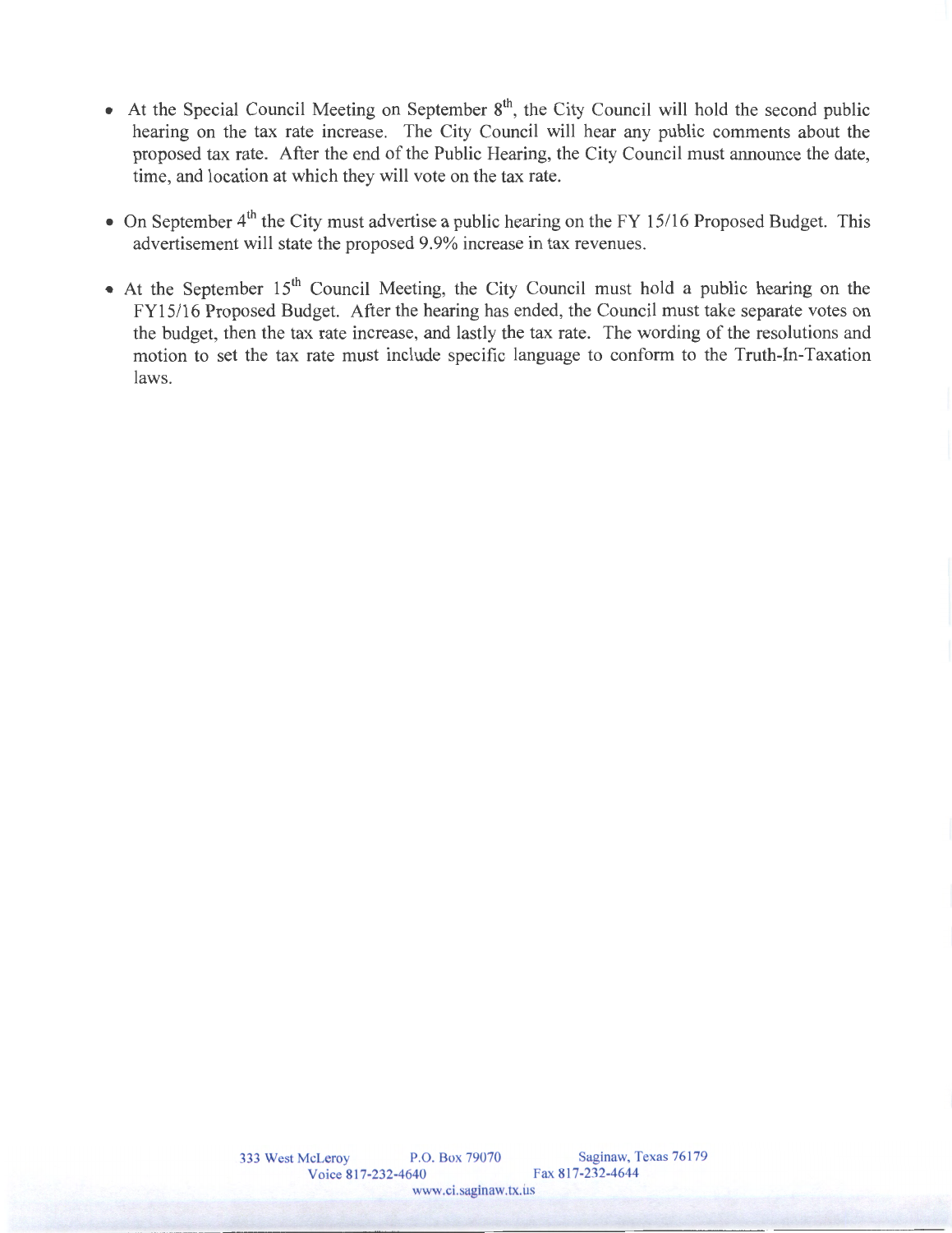- At the Special Council Meeting on September 8th, the City Council will hold the second public hearing on the tax rate increase. The City Council will hear any public comments about the proposed tax rate. After the end of the Public Hearing, the City Council must announce the date, time, and location at which they will vote on the tax rate.

- On September 4th the City must advertise a public hearing on the FY 15/16 Proposed Budget. This advertisement will state the proposed 9.9% increase in tax revenues.

- At the September 15th Council Meeting, the City Council must hold a public hearing on the FY15/16 Proposed Budget. After the hearing has ended, the Council must take separate votes on the budget, then the tax rate increase, and lastly the tax rate. The wording of the resolutions and motion to set the tax rate must include specific language to conform to the Truth-In-Taxation laws.